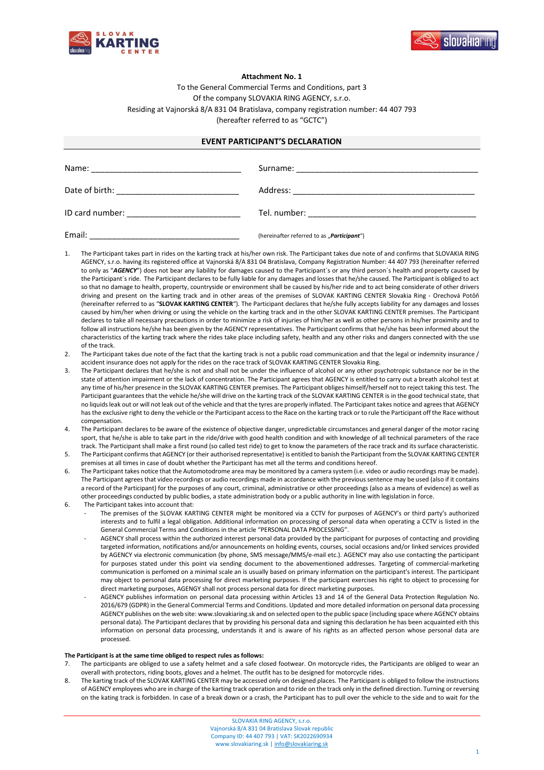**Attachment No. 1**

To the General Commercial Terms and Conditions, part 3
Of the company SLOVAKIA RING AGENCY, s.r.o.
Residing at Vajnorská 8/A 831 04 Bratislava, company registration number: 44 407 793
(hereafter referred to as "GCTC")

## EVENT PARTICIPANT'S DECLARATION

Name: ________________________________ Surname: ________________________________________

Date of birth: ___________________________ Address: ________________________________________

ID card number: _________________________ Tel. number: _____________________________________

Email: ________________________________ (hereinafter referred to as „***Participant***")

1. The Participant takes part in rides on the karting track at his/her own risk. The Participant takes due note of and confirms that SLOVAKIA RING AGENCY, s.r.o. having its registered office at Vajnorská 8/A 831 04 Bratislava, Company Registration Number: 44 407 793 (hereinafter referred to only as "***AGENCY***") does not bear any liability for damages caused to the Participant´s or any third person´s health and property caused by the Participant´s ride. The Participant declares to be fully liable for any damages and losses that he/she caused. The Participant is obliged to act so that no damage to health, property, countryside or environment shall be caused by his/her ride and to act being considerate of other drivers driving and present on the karting track and in other areas of the premises of SLOVAK KARTING CENTER Slovakia Ring - Orechová Potôň (hereinafter referred to as "**SLOVAK KARTING CENTER**"). The Participant declares that he/she fully accepts liability for any damages and losses caused by him/her when driving or using the vehicle on the karting track and in the other SLOVAK KARTING CENTER premises. The Participant declares to take all necessary precautions in order to minimize a risk of injuries of him/her as well as other persons in his/her proximity and to follow all instructions he/she has been given by the AGENCY representatives. The Participant confirms that he/she has been informed about the characteristics of the karting track where the rides take place including safety, health and any other risks and dangers connected with the use of the track.
2. The Participant takes due note of the fact that the karting track is not a public road communication and that the legal or indemnity insurance / accident insurance does not apply for the rides on the race track of SLOVAK KARTING CENTER Slovakia Ring.
3. The Participant declares that he/she is not and shall not be under the influence of alcohol or any other psychotropic substance nor be in the state of attention impairment or the lack of concentration. The Participant agrees that AGENCY is entitled to carry out a breath alcohol test at any time of his/her presence in the SLOVAK KARTING CENTER premises. The Participant obliges himself/herself not to reject taking this test. The Participant guarantees that the vehicle he/she will drive on the karting track of the SLOVAK KARTING CENTER is in the good technical state, that no liquids leak out or will not leak out of the vehicle and that the tyres are properly inflated. The Participant takes notice and agrees that AGENCY has the exclusive right to deny the vehicle or the Participant access to the Race on the karting track or to rule the Participant off the Race without compensation.
4. The Participant declares to be aware of the existence of objective danger, unpredictable circumstances and general danger of the motor racing sport, that he/she is able to take part in the ride/drive with good health condition and with knowledge of all technical parameters of the race track. The Participant shall make a first round (so called test ride) to get to know the parameters of the race track and its surface characteristic.
5. The Participant confirms that AGENCY (or their authorised representative) is entitled to banish the Participant from the SLOVAK KARTING CENTER premises at all times in case of doubt whether the Participant has met all the terms and conditions hereof.
6. The Participant takes notice that the Automotodrome area may be monitored by a camera system (i.e. video or audio recordings may be made). The Participant agrees that video recordings or audio recordings made in accordance with the previous sentence may be used (also if it contains a record of the Participant) for the purposes of any court, criminal, administrative or other proceedings (also as a means of evidence) as well as other proceedings conducted by public bodies, a state administration body or a public authority in line with legislation in force.
6. The Participant takes into account that:
   - The premises of the SLOVAK KARTING CENTER might be monitored via a CCTV for purposes of AGENCY's or third party's authorized interests and to fulfil a legal obligation. Additional information on processing of personal data when operating a CCTV is listed in the General Commercial Terms and Conditions in the article "PERSONAL DATA PROCESSING".
   - AGENCY shall process within the authorized interest personal data provided by the participant for purposes of contacting and providing targeted information, notifications and/or announcements on holding events, courses, social occasions and/or linked services provided by AGENCY via electronic communication (by phone, SMS message/MMS/e-mail etc.). AGENCY may also use contacting the participant for purposes stated under this point via sending document to the abovementioned addresses. Targeting of commercial-marketing communication is perfomed on a minimal scale an is usually based on primary information on the participant's interest. The participant may object to personal data processing for direct marketing purposes. If the participant exercises his right to object to processing for direct marketing purposes, AGENGY shall not process personal data for direct marketing purposes.
   - AGENCY publishes information on personal data processing within Articles 13 and 14 of the General Data Protection Regulation No. 2016/679 (GDPR) in the General Commercial Terms and Conditions. Updated and more detailed information on personal data processing AGENCY publishes on the web site: www.slovakiaring.sk and on selected open to the public space (including space where AGENCY obtains personal data). The Participant declares that by providing his personal data and signing this declaration he has been acquainted eith this information on personal data processing, understands it and is aware of his rights as an affected person whose personal data are processed.

**The Participant is at the same time obliged to respect rules as follows:**

7. The participants are obliged to use a safety helmet and a safe closed footwear. On motorcycle rides, the Participants are obliged to wear an overall with protectors, riding boots, gloves and a helmet. The outfit has to be designed for motorcycle rides.
8. The karting track of the SLOVAK KARTING CENTER may be accessed only on designed places. The Participant is obliged to follow the instructions of AGENCY employees who are in charge of the karting track operation and to ride on the track only in the defined direction. Turning or reversing on the kating track is forbidden. In case of a break down or a crash, the Participant has to pull over the vehicle to the side and to wait for the

SLOVAKIA RING AGENCY, s.r.o.
Vajnorská 8/A 831 04 Bratislava Slovak republic
Company ID: 44 407 793 | VAT: SK2022690934
www.slovakiaring.sk | info@slovakiaring.sk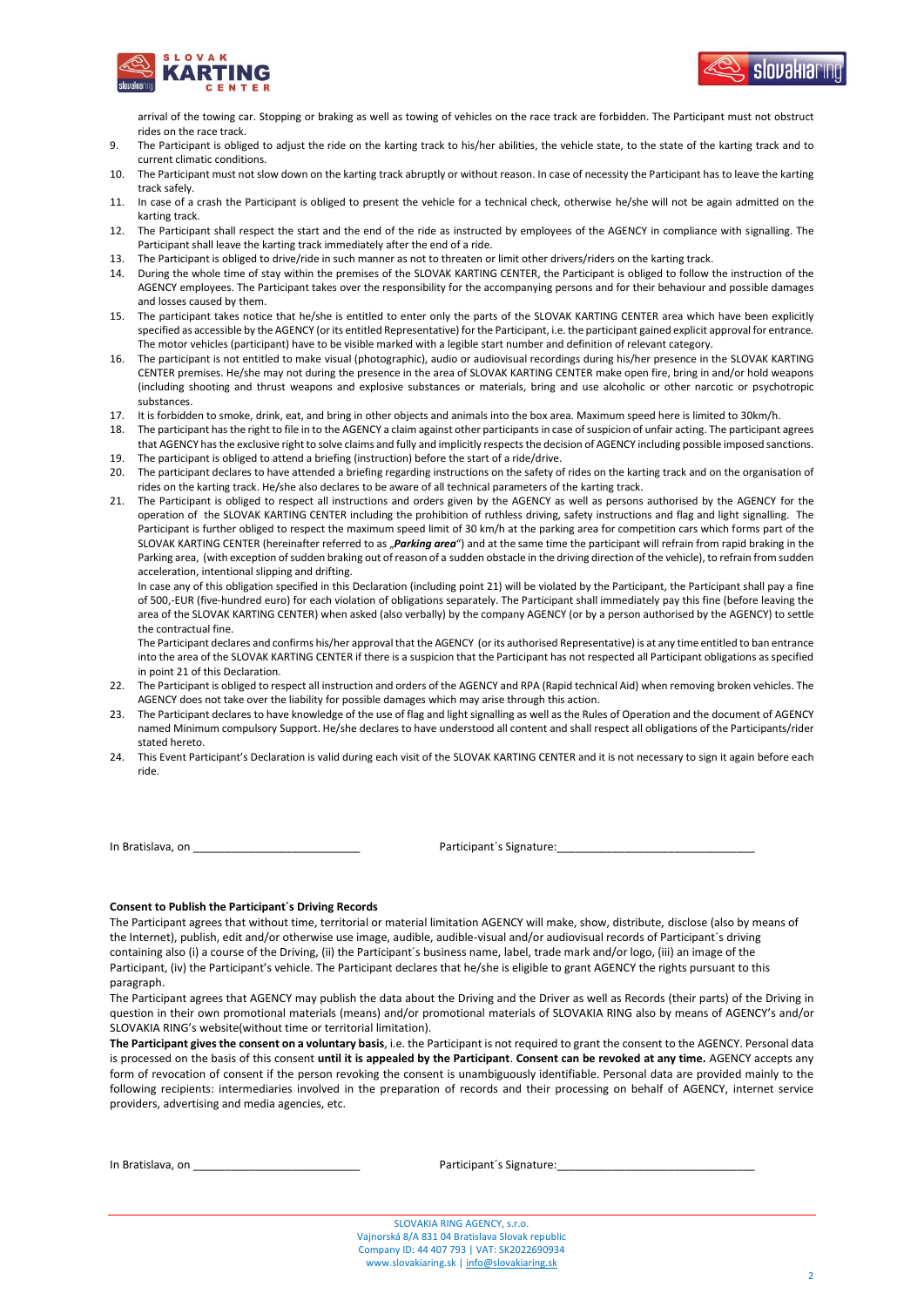arrival of the towing car. Stopping or braking as well as towing of vehicles on the race track are forbidden. The Participant must not obstruct rides on the race track.

9. The Participant is obliged to adjust the ride on the karting track to his/her abilities, the vehicle state, to the state of the karting track and to current climatic conditions.
10. The Participant must not slow down on the karting track abruptly or without reason. In case of necessity the Participant has to leave the karting track safely.
11. In case of a crash the Participant is obliged to present the vehicle for a technical check, otherwise he/she will not be again admitted on the karting track.
12. The Participant shall respect the start and the end of the ride as instructed by employees of the AGENCY in compliance with signalling. The Participant shall leave the karting track immediately after the end of a ride.
13. The Participant is obliged to drive/ride in such manner as not to threaten or limit other drivers/riders on the karting track.
14. During the whole time of stay within the premises of the SLOVAK KARTING CENTER, the Participant is obliged to follow the instruction of the AGENCY employees. The Participant takes over the responsibility for the accompanying persons and for their behaviour and possible damages and losses caused by them.
15. The participant takes notice that he/she is entitled to enter only the parts of the SLOVAK KARTING CENTER area which have been explicitly specified as accessible by the AGENCY (or its entitled Representative) for the Participant, i.e. the participant gained explicit approval for entrance. The motor vehicles (participant) have to be visible marked with a legible start number and definition of relevant category.
16. The participant is not entitled to make visual (photographic), audio or audiovisual recordings during his/her presence in the SLOVAK KARTING CENTER premises. He/she may not during the presence in the area of SLOVAK KARTING CENTER make open fire, bring in and/or hold weapons (including shooting and thrust weapons and explosive substances or materials, bring and use alcoholic or other narcotic or psychotropic substances.
17. It is forbidden to smoke, drink, eat, and bring in other objects and animals into the box area. Maximum speed here is limited to 30km/h.
18. The participant has the right to file in to the AGENCY a claim against other participants in case of suspicion of unfair acting. The participant agrees that AGENCY has the exclusive right to solve claims and fully and implicitly respects the decision of AGENCY including possible imposed sanctions.
19. The participant is obliged to attend a briefing (instruction) before the start of a ride/drive.
20. The participant declares to have attended a briefing regarding instructions on the safety of rides on the karting track and on the organisation of rides on the karting track. He/she also declares to be aware of all technical parameters of the karting track.
21. The Participant is obliged to respect all instructions and orders given by the AGENCY as well as persons authorised by the AGENCY for the operation of the SLOVAK KARTING CENTER including the prohibition of ruthless driving, safety instructions and flag and light signalling. The Participant is further obliged to respect the maximum speed limit of 30 km/h at the parking area for competition cars which forms part of the SLOVAK KARTING CENTER (hereinafter referred to as „***Parking area***") and at the same time the participant will refrain from rapid braking in the Parking area, (with exception of sudden braking out of reason of a sudden obstacle in the driving direction of the vehicle), to refrain from sudden acceleration, intentional slipping and drifting.

    In case any of this obligation specified in this Declaration (including point 21) will be violated by the Participant, the Participant shall pay a fine of 500,-EUR (five-hundred euro) for each violation of obligations separately. The Participant shall immediately pay this fine (before leaving the area of the SLOVAK KARTING CENTER) when asked (also verbally) by the company AGENCY (or by a person authorised by the AGENCY) to settle the contractual fine.

    The Participant declares and confirms his/her approval that the AGENCY (or its authorised Representative) is at any time entitled to ban entrance into the area of the SLOVAK KARTING CENTER if there is a suspicion that the Participant has not respected all Participant obligations as specified in point 21 of this Declaration.
22. The Participant is obliged to respect all instruction and orders of the AGENCY and RPA (Rapid technical Aid) when removing broken vehicles. The AGENCY does not take over the liability for possible damages which may arise through this action.
23. The Participant declares to have knowledge of the use of flag and light signalling as well as the Rules of Operation and the document of AGENCY named Minimum compulsory Support. He/she declares to have understood all content and shall respect all obligations of the Participants/rider stated hereto.
24. This Event Participant's Declaration is valid during each visit of the SLOVAK KARTING CENTER and it is not necessary to sign it again before each ride.

In Bratislava, on ___________________________ Participant´s Signature:_______________________________

**Consent to Publish the Participant´s Driving Records**

The Participant agrees that without time, territorial or material limitation AGENCY will make, show, distribute, disclose (also by means of the Internet), publish, edit and/or otherwise use image, audible, audible-visual and/or audiovisual records of Participant´s driving containing also (i) a course of the Driving, (ii) the Participant´s business name, label, trade mark and/or logo, (iii) an image of the Participant, (iv) the Participant's vehicle. The Participant declares that he/she is eligible to grant AGENCY the rights pursuant to this paragraph.

The Participant agrees that AGENCY may publish the data about the Driving and the Driver as well as Records (their parts) of the Driving in question in their own promotional materials (means) and/or promotional materials of SLOVAKIA RING also by means of AGENCY's and/or SLOVAKIA RING's website(without time or territorial limitation).

**The Participant gives the consent on a voluntary basis**, i.e. the Participant is not required to grant the consent to the AGENCY. Personal data is processed on the basis of this consent **until it is appealed by the Participant**. **Consent can be revoked at any time.** AGENCY accepts any form of revocation of consent if the person revoking the consent is unambiguously identifiable. Personal data are provided mainly to the following recipients: intermediaries involved in the preparation of records and their processing on behalf of AGENCY, internet service providers, advertising and media agencies, etc.

In Bratislava, on ___________________________ Participant´s Signature:_______________________________

SLOVAKIA RING AGENCY, s.r.o.
Vajnorská 8/A 831 04 Bratislava Slovak republic
Company ID: 44 407 793 | VAT: SK2022690934
www.slovakiaring.sk | info@slovakiaring.sk